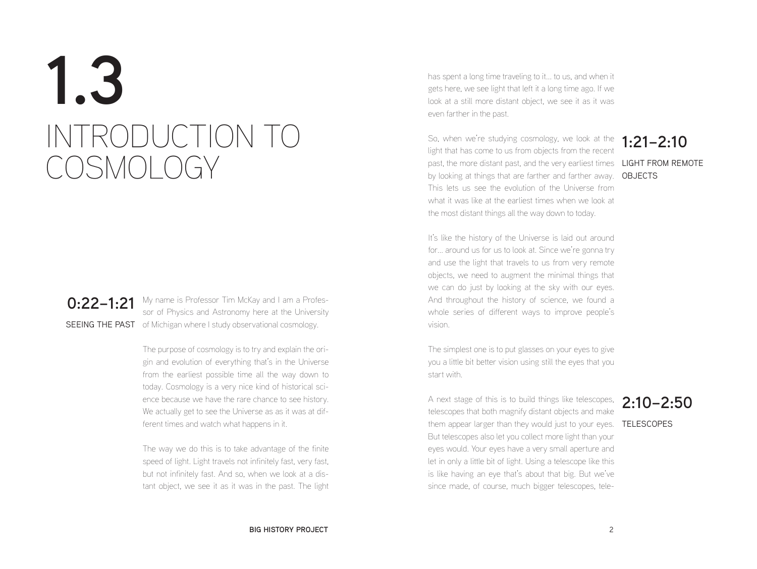# 1.3 INTRODUCTION TO COSMOLOGY

### 0:22–1:21

SEEING THE PAST

My name is Professor Tim McKay and I am a Professor of Physics and Astronomy here at the University of Michigan where I study observational cosmology.

The purpose of cosmology is to try and explain the origin and evolution of everything that's in the Universe from the earliest possible time all the way down to today. Cosmology is a very nice kind of historical science because we have the rare chance to see history. We actually get to see the Universe as as it was at different times and watch what happens in it.

The way we do this is to take advantage of the finite speed of light. Light travels not infinitely fast, very fast, but not infinitely fast. And so, when we look at a distant object, we see it as it was in the past. The light has spent a long time traveling to it... to us, and when it gets here, we see light that left it a long time ago. If we look at a still more distant object, we see it as it was even farther in the past.

### 1:21–2:10

LIGHT FROM REMOTE OBJECTS

So, when we're studying cosmology, we look at the light that has come to us from objects from the recent past, the more distant past, and the very earliest times by looking at things that are farther and farther away. This lets us see the evolution of the Universe from what it was like at the earliest times when we look at the most distant things all the way down to today.

It's like the history of the Universe is laid out around for... around us for us to look at. Since we're gonna try and use the light that travels to us from very remote objects, we need to augment the minimal things that we can do just by looking at the sky with our eyes. And throughout the history of science, we found a whole series of different ways to improve people's vision.

The simplest one is to put glasses on your eyes to give you a little bit better vision using still the eyes that you start with.

### 2:10–2:50

TELESCOPES

A next stage of this is to build things like telescopes, telescopes that both magnify distant objects and make them appear larger than they would just to your eyes. But telescopes also let you collect more light than your eyes would. Your eyes have a very small aperture and let in only a little bit of light. Using a telescope like this is like having an eye that's about that big. But we've since made, of course, much bigger telescopes, tele-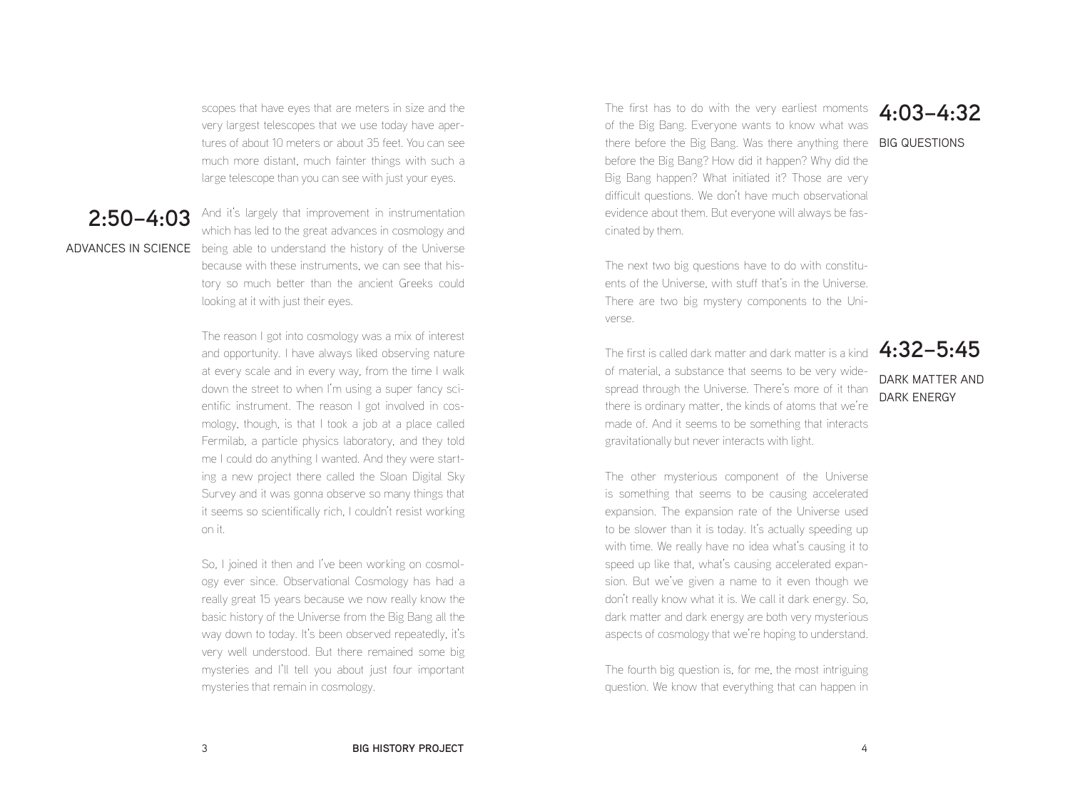scopes that have eyes that are meters in size and the very largest telescopes that we use today have apertures of about 10 meters or about 35 feet. You can see much more distant, much fainter things with such a large telescope than you can see with just your eyes.

## 2:50–4:03

### ADVANCES IN SCIENCE

And it's largely that improvement in instrumentation which has led to the great advances in cosmology and being able to understand the history of the Universe because with these instruments, we can see that history so much better than the ancient Greeks could looking at it with just their eyes.

The reason I got into cosmology was a mix of interest and opportunity. I have always liked observing nature at every scale and in every way, from the time I walk down the street to when I'm using a super fancy scientific instrument. The reason I got involved in cosmology, though, is that I took a job at a place called Fermilab, a particle physics laboratory, and they told me I could do anything I wanted. And they were starting a new project there called the Sloan Digital Sky Survey and it was gonna observe so many things that it seems so scientifically rich, I couldn't resist working on it.

So, I joined it then and I've been working on cosmology ever since. Observational Cosmology has had a really great 15 years because we now really know the basic history of the Universe from the Big Bang all the way down to today. It's been observed repeatedly, it's very well understood. But there remained some big mysteries and I'll tell you about just four important mysteries that remain in cosmology.

## 4:03–4:32

### BIG QUESTIONS

The first has to do with the very earliest moments of the Big Bang. Everyone wants to know what was there before the Big Bang. Was there anything there before the Big Bang? How did it happen? Why did the Big Bang happen? What initiated it? Those are very difficult questions. We don't have much observational evidence about them. But everyone will always be fascinated by them.

The next two big questions have to do with constituents of the Universe, with stuff that's in the Universe. There are two big mystery components to the Universe.

## 4:32–5:45

### DARK MATTER AND DARK ENERGY

The first is called dark matter and dark matter is a kind of material, a substance that seems to be very widespread through the Universe. There's more of it than there is ordinary matter, the kinds of atoms that we're made of. And it seems to be something that interacts gravitationally but never interacts with light.

The other mysterious component of the Universe is something that seems to be causing accelerated expansion. The expansion rate of the Universe used to be slower than it is today. It's actually speeding up with time. We really have no idea what's causing it to speed up like that, what's causing accelerated expansion. But we've given a name to it even though we don't really know what it is. We call it dark energy. So, dark matter and dark energy are both very mysterious aspects of cosmology that we're hoping to understand.

The fourth big question is, for me, the most intriguing question. We know that everything that can happen in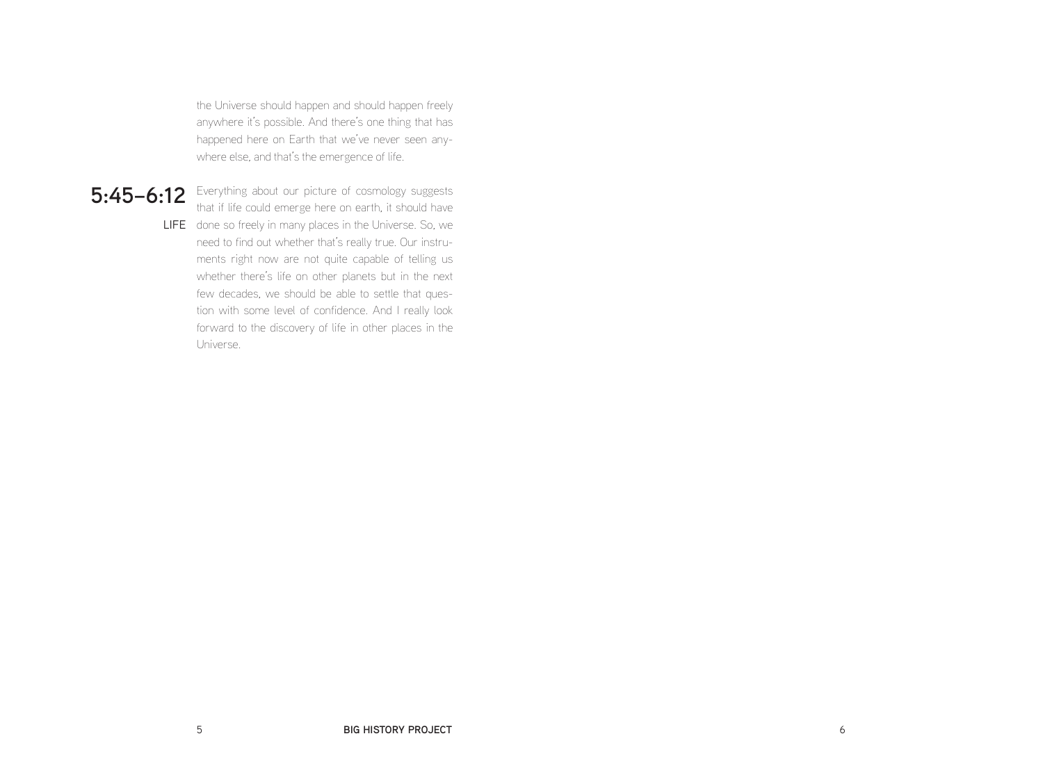the Universe should happen and should happen freely anywhere it's possible. And there's one thing that has happened here on Earth that we've never seen anywhere else, and that's the emergence of life.

**5:45–6:12**
LIFE

Everything about our picture of cosmology suggests that if life could emerge here on earth, it should have done so freely in many places in the Universe. So, we need to find out whether that's really true. Our instruments right now are not quite capable of telling us whether there's life on other planets but in the next few decades, we should be able to settle that question with some level of confidence. And I really look forward to the discovery of life in other places in the Universe.